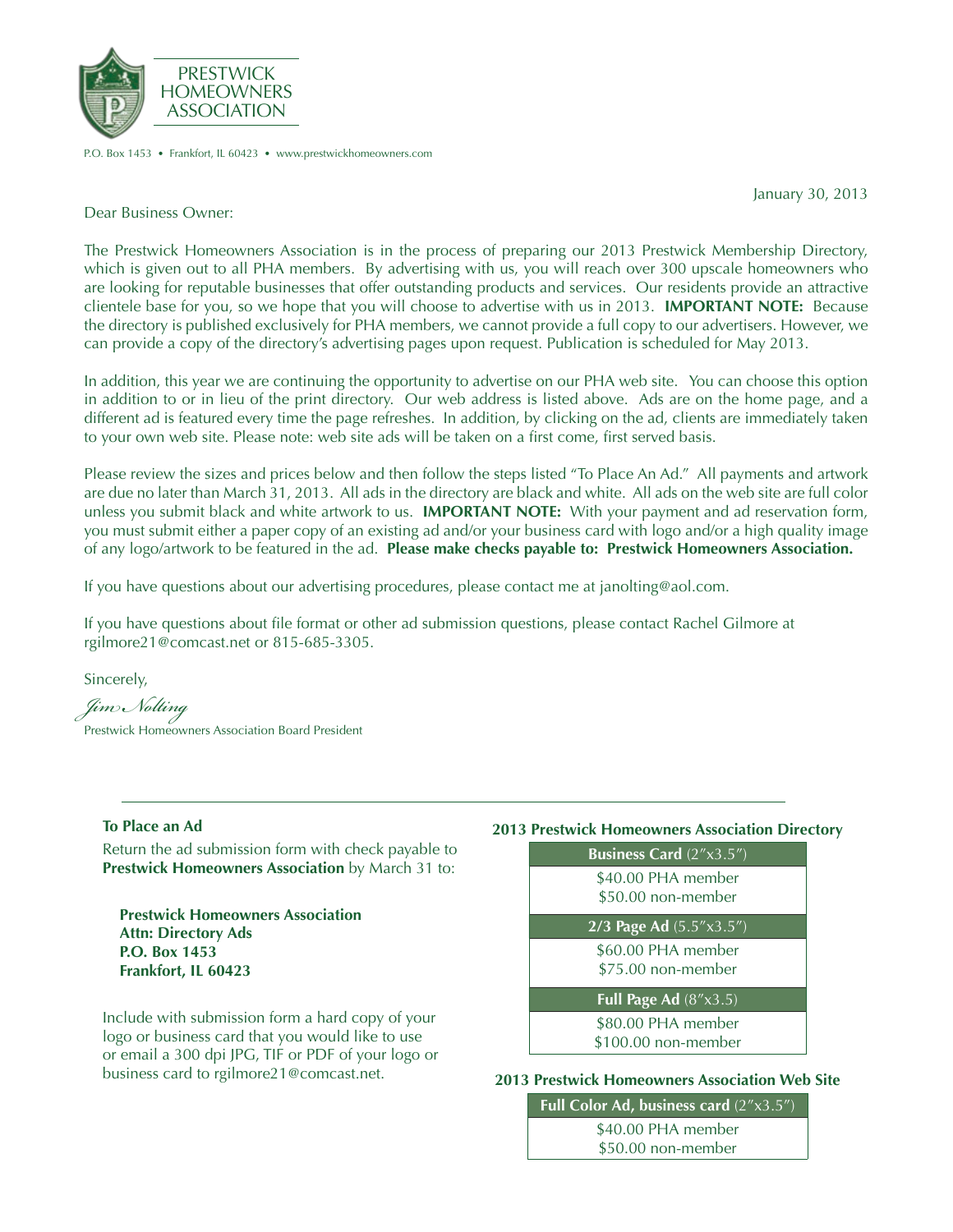# PRESTWICK HOMEOWNERS ASSOCIATION

P.O. Box 1453 • Frankfort, IL 60423 • www.prestwickhomeowners.com

January 30, 2013

Dear Business Owner:

The Prestwick Homeowners Association is in the process of preparing our 2013 Prestwick Membership Directory, which is given out to all PHA members. By advertising with us, you will reach over 300 upscale homeowners who are looking for reputable businesses that offer outstanding products and services. Our residents provide an attractive clientele base for you, so we hope that you will choose to advertise with us in 2013. **IMPORTANT NOTE:** Because the directory is published exclusively for PHA members, we cannot provide a full copy to our advertisers. However, we can provide a copy of the directory's advertising pages upon request. Publication is scheduled for May 2013.

In addition, this year we are continuing the opportunity to advertise on our PHA web site. You can choose this option in addition to or in lieu of the print directory. Our web address is listed above. Ads are on the home page, and a different ad is featured every time the page refreshes. In addition, by clicking on the ad, clients are immediately taken to your own web site. Please note: web site ads will be taken on a first come, first served basis.

Please review the sizes and prices below and then follow the steps listed "To Place An Ad." All payments and artwork are due no later than March 31, 2013. All ads in the directory are black and white. All ads on the web site are full color unless you submit black and white artwork to us. **IMPORTANT NOTE:** With your payment and ad reservation form, you must submit either a paper copy of an existing ad and/or your business card with logo and/or a high quality image of any logo/artwork to be featured in the ad. **Please make checks payable to: Prestwick Homeowners Association.**

If you have questions about our advertising procedures, please contact me at janolting@aol.com.

If you have questions about file format or other ad submission questions, please contact Rachel Gilmore at rgilmore21@comcast.net or 815-685-3305.

Sincerely,

*Jim Nolting*

Prestwick Homeowners Association Board President

---

### To Place an Ad

Return the ad submission form with check payable to **Prestwick Homeowners Association** by March 31 to:

**Prestwick Homeowners Association**
**Attn: Directory Ads**
**P.O. Box 1453**
**Frankfort, IL 60423**

Include with submission form a hard copy of your logo or business card that you would like to use or email a 300 dpi JPG, TIF or PDF of your logo or business card to rgilmore21@comcast.net.

### 2013 Prestwick Homeowners Association Directory

| **Business Card** (2″x3.5″) |
|---|
| $40.00 PHA member<br>$50.00 non-member |
| **2/3 Page Ad** (5.5″x3.5″) |
| $60.00 PHA member<br>$75.00 non-member |
| **Full Page Ad** (8″x3.5) |
| $80.00 PHA member<br>$100.00 non-member |

### 2013 Prestwick Homeowners Association Web Site

| **Full Color Ad, business card** (2″x3.5″) |
|---|
| $40.00 PHA member<br>$50.00 non-member |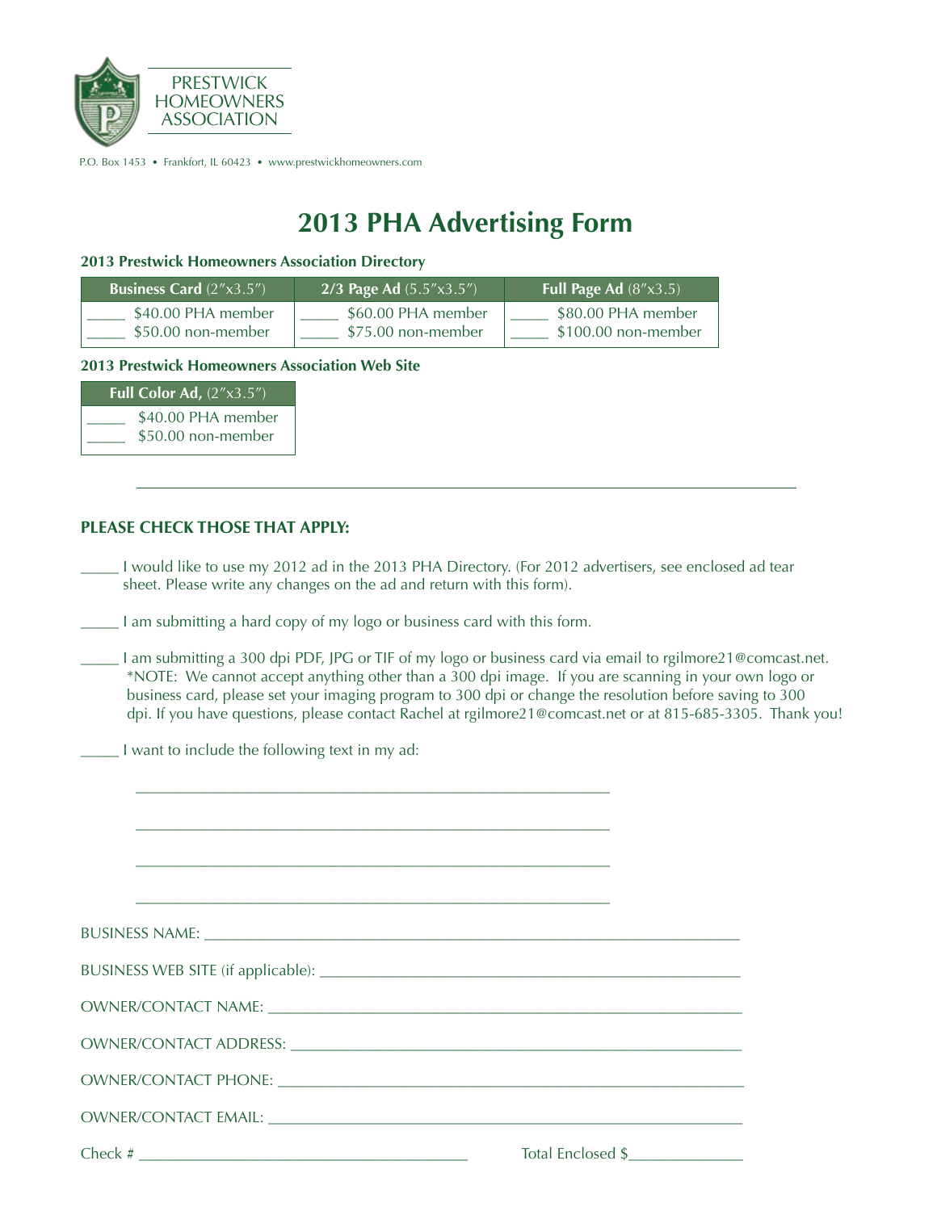PRESTWICK HOMEOWNERS ASSOCIATION

P.O. Box 1453 • Frankfort, IL 60423 • www.prestwickhomeowners.com

# 2013 PHA Advertising Form

### 2013 Prestwick Homeowners Association Directory

| **Business Card** (2″x3.5″) | **2/3 Page Ad** (5.5″x3.5″) | **Full Page Ad** (8″x3.5) |
|---|---|---|
| _____ $40.00 PHA member<br>_____ $50.00 non-member | _____ $60.00 PHA member<br>_____ $75.00 non-member | _____ $80.00 PHA member<br>_____ $100.00 non-member |

### 2013 Prestwick Homeowners Association Web Site

| **Full Color Ad,** (2″x3.5″) |
|---|
| _____ $40.00 PHA member<br>_____ $50.00 non-member |

---

### PLEASE CHECK THOSE THAT APPLY:

_____ I would like to use my 2012 ad in the 2013 PHA Directory. (For 2012 advertisers, see enclosed ad tear sheet. Please write any changes on the ad and return with this form).

_____ I am submitting a hard copy of my logo or business card with this form.

_____ I am submitting a 300 dpi PDF, JPG or TIF of my logo or business card via email to rgilmore21@comcast.net. *NOTE: We cannot accept anything other than a 300 dpi image. If you are scanning in your own logo or business card, please set your imaging program to 300 dpi or change the resolution before saving to 300 dpi. If you have questions, please contact Rachel at rgilmore21@comcast.net or at 815-685-3305. Thank you!

_____ I want to include the following text in my ad:

______________________________________________________

______________________________________________________

______________________________________________________

______________________________________________________

BUSINESS NAME: ______________________________________________________

BUSINESS WEB SITE (if applicable): ______________________________________________

OWNER/CONTACT NAME: ______________________________________________________

OWNER/CONTACT ADDRESS: ___________________________________________________

OWNER/CONTACT PHONE: ____________________________________________________

OWNER/CONTACT EMAIL: _____________________________________________________

Check # ____________________________________ Total Enclosed $______________